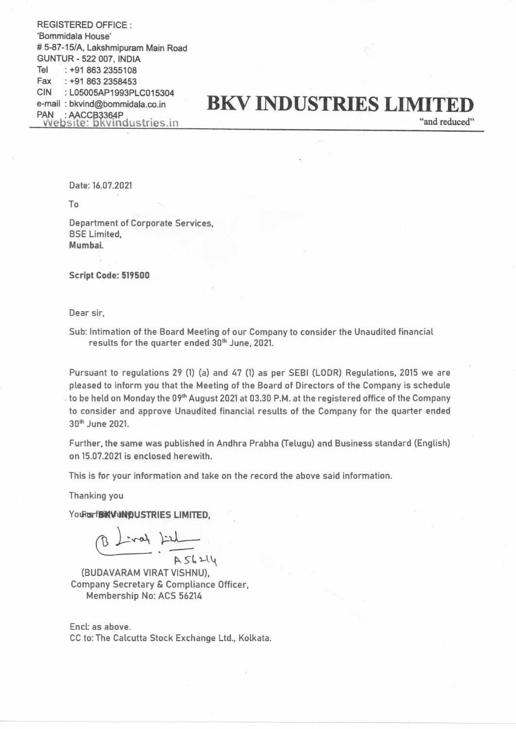REGISTERED OFFICE :
'Bommidala House'
# 5-87-15/A, Lakshmipuram Main Road
GUNTUR - 522 007, INDIA
Tel : +91 863 2355108
Fax : +91 863 2358453
CIN : L05005AP1993PLC015304
e-mail : bkvind@bommidala.co.in
PAN : AACCB3364P
Website: bkvindustries.in

# BKV INDUSTRIES LIMITED

"and reduced"

Date: 16.07.2021

To

Department of Corporate Services,
BSE Limited,
**Mumbai.**

**Script Code: 519500**

Dear sir,

Sub: Intimation of the Board Meeting of our Company to consider the Unaudited financial results for the quarter ended 30th June, 2021.

Pursuant to regulations 29 (1) (a) and 47 (1) as per SEBI (LODR) Regulations, 2015 we are pleased to inform you that the Meeting of the Board of Directors of the Company is schedule to be held on Monday the 09th August 2021 at 03.30 P.M. at the registered office of the Company to consider and approve Unaudited financial results of the Company for the quarter ended 30th June 2021.

Further, the same was published in Andhra Prabha (Telugu) and Business standard (English) on 15.07.2021 is enclosed herewith.

This is for your information and take on the record the above said information.

Thanking you

Yours faithfully,
**For BKV INDUSTRIES LIMITED,**

A56214

(BUDAVARAM VIRAT VISHNU),
Company Secretary & Compliance Officer,
Membership No: ACS 56214

Encl: as above.
CC to: The Calcutta Stock Exchange Ltd., Kolkata.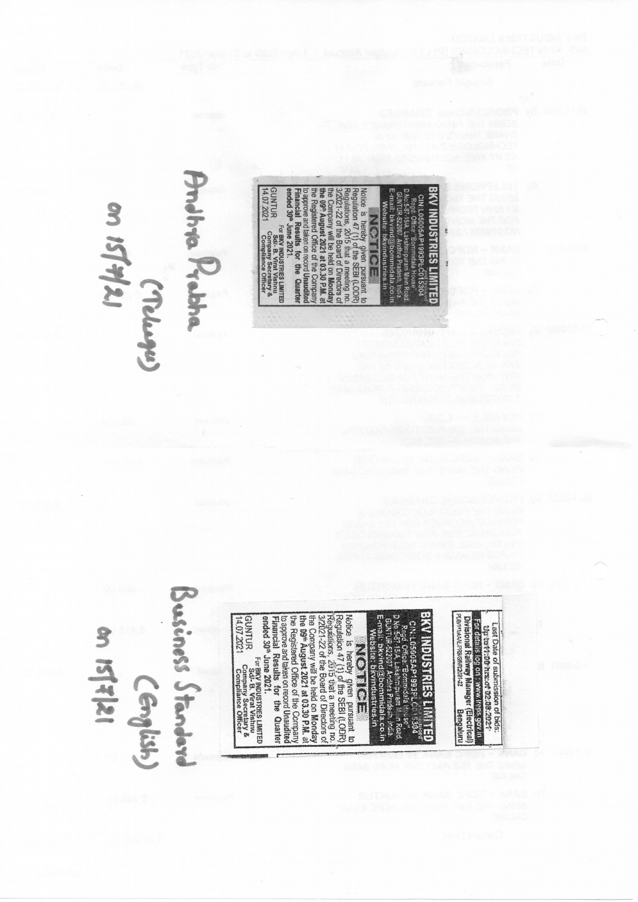**BKV INDUSTRIES LIMITED**

CIN: L05005AP1993PLC015304

Regd. Office: "Bommidala House", D.No.5-87-15/A, Lakshmipuram Main Road, GUNTUR-522007, Andhra Pradesh, India.

E-mail: bkvind@bommidala.co.in

Website: bkvindustries.in

## NOTICE

Notice is hereby given pursuant to Regulation 47 (1) of the SEBI (LODR) Regulations, 2015 that a meeting no. 3/2021-22 of the Board of Directors of the Company will be held on **Monday the 09th August 2021 at 03.30 P.M.** at the Registered Office of the Company to approve and taken on record **Unaudited Financial Results for the Quarter ended 30th June 2021.**

GUNTUR
14.07.2021

For BKV INDUSTRIES LIMITED
Sd/- B. Virat Vishnu
Company Secretary & Compliance Officer

Andhra Prabha (Telugu) on 15/7/21

Last Date of submission of bids: Up to 11:00 hrs. of 02.08.2021

For details log on www.ireps.gov.in

Divisional Railway Manager (Electrical) Bengaluru

**BKV INDUSTRIES LIMITED**

CIN: L05005AP1993PLC015304

Regd. Office: "Bommidala House", D.No.5-87-15/A, Lakshmipuram Main Road, GUNTUR-522007, Andhra Pradesh, India.

E-mail: bkvind@bommidala.co.in

Website: bkvindustries.in

## NOTICE

Notice is hereby given pursuant to Regulation 47 (1) of the SEBI (LODR) Regulations, 2015 that a meeting no. 3/2021-22 of the Board of Directors of the Company will be held on **Monday the 09th August 2021 at 03.30 P.M.** at the Registered Office of the Company to approve and taken on record **Unaudited Financial Results for the Quarter ended 30th June 2021.**

GUNTUR
14.07.2021

For BKV INDUSTRIES LIMITED
Sd/- B. Virat Vishnu
Company Secretary & Compliance Officer

Business Standard (English) on 15/7/21